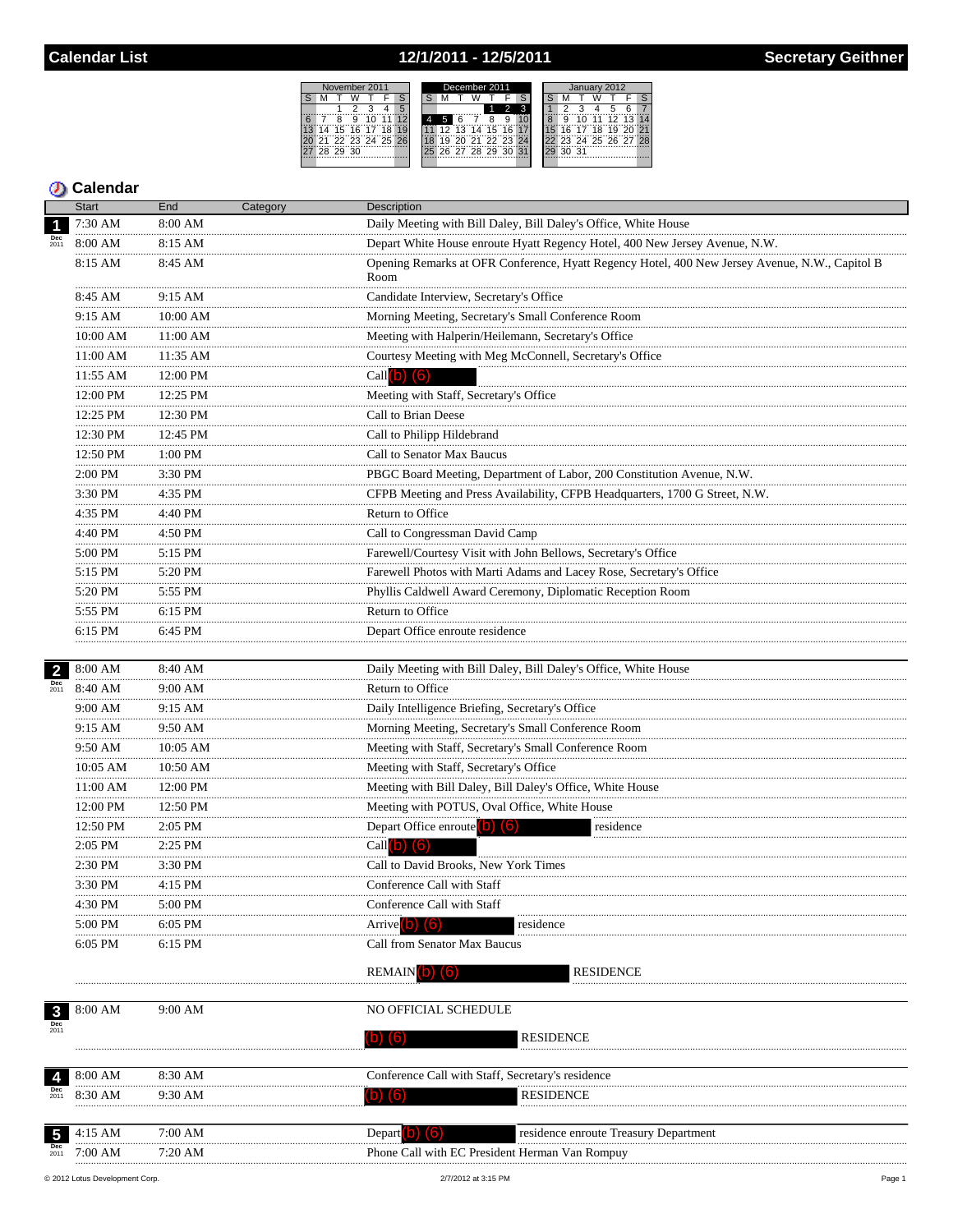# Calendar List — 12/1/2011 - 12/5/2011 — Secretary Geithner

## Calendar

| Date | Start | End | Category | Description |
|---|---|---|---|---|
| 1 Dec 2011 | 7:30 AM | 8:00 AM | | Daily Meeting with Bill Daley, Bill Daley's Office, White House |
| | 8:00 AM | 8:15 AM | | Depart White House enroute Hyatt Regency Hotel, 400 New Jersey Avenue, N.W. |
| | 8:15 AM | 8:45 AM | | Opening Remarks at OFR Conference, Hyatt Regency Hotel, 400 New Jersey Avenue, N.W., Capitol B Room |
| | 8:45 AM | 9:15 AM | | Candidate Interview, Secretary's Office |
| | 9:15 AM | 10:00 AM | | Morning Meeting, Secretary's Small Conference Room |
| | 10:00 AM | 11:00 AM | | Meeting with Halperin/Heilemann, Secretary's Office |
| | 11:00 AM | 11:35 AM | | Courtesy Meeting with Meg McConnell, Secretary's Office |
| | 11:55 AM | 12:00 PM | | Call (b) (6) |
| | 12:00 PM | 12:25 PM | | Meeting with Staff, Secretary's Office |
| | 12:25 PM | 12:30 PM | | Call to Brian Deese |
| | 12:30 PM | 12:45 PM | | Call to Philipp Hildebrand |
| | 12:50 PM | 1:00 PM | | Call to Senator Max Baucus |
| | 2:00 PM | 3:30 PM | | PBGC Board Meeting, Department of Labor, 200 Constitution Avenue, N.W. |
| | 3:30 PM | 4:35 PM | | CFPB Meeting and Press Availability, CFPB Headquarters, 1700 G Street, N.W. |
| | 4:35 PM | 4:40 PM | | Return to Office |
| | 4:40 PM | 4:50 PM | | Call to Congressman David Camp |
| | 5:00 PM | 5:15 PM | | Farewell/Courtesy Visit with John Bellows, Secretary's Office |
| | 5:15 PM | 5:20 PM | | Farewell Photos with Marti Adams and Lacey Rose, Secretary's Office |
| | 5:20 PM | 5:55 PM | | Phyllis Caldwell Award Ceremony, Diplomatic Reception Room |
| | 5:55 PM | 6:15 PM | | Return to Office |
| | 6:15 PM | 6:45 PM | | Depart Office enroute residence |
| 2 Dec 2011 | 8:00 AM | 8:40 AM | | Daily Meeting with Bill Daley, Bill Daley's Office, White House |
| | 8:40 AM | 9:00 AM | | Return to Office |
| | 9:00 AM | 9:15 AM | | Daily Intelligence Briefing, Secretary's Office |
| | 9:15 AM | 9:50 AM | | Morning Meeting, Secretary's Small Conference Room |
| | 9:50 AM | 10:05 AM | | Meeting with Staff, Secretary's Small Conference Room |
| | 10:05 AM | 10:50 AM | | Meeting with Staff, Secretary's Office |
| | 11:00 AM | 12:00 PM | | Meeting with Bill Daley, Bill Daley's Office, White House |
| | 12:00 PM | 12:50 PM | | Meeting with POTUS, Oval Office, White House |
| | 12:50 PM | 2:05 PM | | Depart Office enroute (b) (6) residence |
| | 2:05 PM | 2:25 PM | | Call (b) (6) |
| | 2:30 PM | 3:30 PM | | Call to David Brooks, New York Times |
| | 3:30 PM | 4:15 PM | | Conference Call with Staff |
| | 4:30 PM | 5:00 PM | | Conference Call with Staff |
| | 5:00 PM | 6:05 PM | | Arrive (b) (6) residence |
| | 6:05 PM | 6:15 PM | | Call from Senator Max Baucus |
| | | | | REMAIN (b) (6) RESIDENCE |
| 3 Dec 2011 | 8:00 AM | 9:00 AM | | NO OFFICIAL SCHEDULE |
| | | | | (b) (6) RESIDENCE |
| 4 Dec 2011 | 8:00 AM | 8:30 AM | | Conference Call with Staff, Secretary's residence |
| | 8:30 AM | 9:30 AM | | (b) (6) RESIDENCE |
| 5 Dec 2011 | 4:15 AM | 7:00 AM | | Depart (b) (6) residence enroute Treasury Department |
| | 7:00 AM | 7:20 AM | | Phone Call with EC President Herman Van Rompuy |

© 2012 Lotus Development Corp. 2/7/2012 at 3:15 PM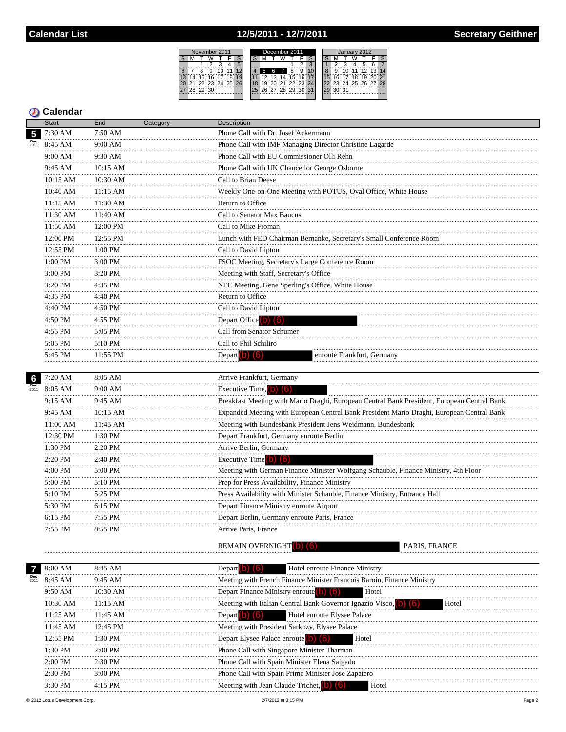# Calendar List — 12/5/2011 - 12/7/2011 — Secretary Geithner

## Calendar

| Date | Start | End | Category | Description |
|---|---|---|---|---|
| 5 Dec 2011 | 7:30 AM | 7:50 AM | | Phone Call with Dr. Josef Ackermann |
| | 8:45 AM | 9:00 AM | | Phone Call with IMF Managing Director Christine Lagarde |
| | 9:00 AM | 9:30 AM | | Phone Call with EU Commissioner Olli Rehn |
| | 9:45 AM | 10:15 AM | | Phone Call with UK Chancellor George Osborne |
| | 10:15 AM | 10:30 AM | | Call to Brian Deese |
| | 10:40 AM | 11:15 AM | | Weekly One-on-One Meeting with POTUS, Oval Office, White House |
| | 11:15 AM | 11:30 AM | | Return to Office |
| | 11:30 AM | 11:40 AM | | Call to Senator Max Baucus |
| | 11:50 AM | 12:00 PM | | Call to Mike Froman |
| | 12:00 PM | 12:55 PM | | Lunch with FED Chairman Bernanke, Secretary's Small Conference Room |
| | 12:55 PM | 1:00 PM | | Call to David Lipton |
| | 1:00 PM | 3:00 PM | | FSOC Meeting, Secretary's Large Conference Room |
| | 3:00 PM | 3:20 PM | | Meeting with Staff, Secretary's Office |
| | 3:20 PM | 4:35 PM | | NEC Meeting, Gene Sperling's Office, White House |
| | 4:35 PM | 4:40 PM | | Return to Office |
| | 4:40 PM | 4:50 PM | | Call to David Lipton |
| | 4:50 PM | 4:55 PM | | Depart Office (b) (6) |
| | 4:55 PM | 5:05 PM | | Call from Senator Schumer |
| | 5:05 PM | 5:10 PM | | Call to Phil Schiliro |
| | 5:45 PM | 11:55 PM | | Depart (b) (6) enroute Frankfurt, Germany |
| 6 Dec 2011 | 7:20 AM | 8:05 AM | | Arrive Frankfurt, Germany |
| | 8:05 AM | 9:00 AM | | Executive Time, (b) (6) |
| | 9:15 AM | 9:45 AM | | Breakfast Meeting with Mario Draghi, European Central Bank President, European Central Bank |
| | 9:45 AM | 10:15 AM | | Expanded Meeting with European Central Bank President Mario Draghi, European Central Bank |
| | 11:00 AM | 11:45 AM | | Meeting with Bundesbank President Jens Weidmann, Bundesbank |
| | 12:30 PM | 1:30 PM | | Depart Frankfurt, Germany enroute Berlin |
| | 1:30 PM | 2:20 PM | | Arrive Berlin, Germany |
| | 2:20 PM | 2:40 PM | | Executive Time (b) (6) |
| | 4:00 PM | 5:00 PM | | Meeting with German Finance Minister Wolfgang Schauble, Finance Ministry, 4th Floor |
| | 5:00 PM | 5:10 PM | | Prep for Press Availability, Finance Ministry |
| | 5:10 PM | 5:25 PM | | Press Availability with Minister Schauble, Finance Ministry, Entrance Hall |
| | 5:30 PM | 6:15 PM | | Depart Finance Ministry enroute Airport |
| | 6:15 PM | 7:55 PM | | Depart Berlin, Germany enroute Paris, France |
| | 7:55 PM | 8:55 PM | | Arrive Paris, France |
| | | | | REMAIN OVERNIGHT (b) (6) PARIS, FRANCE |
| 7 Dec 2011 | 8:00 AM | 8:45 AM | | Depart (b) (6) Hotel enroute Finance Ministry |
| | 8:45 AM | 9:45 AM | | Meeting with French Finance Minister Francois Baroin, Finance Ministry |
| | 9:50 AM | 10:30 AM | | Depart Finance MInistry enroute (b) (6) Hotel |
| | 10:30 AM | 11:15 AM | | Meeting with Italian Central Bank Governor Ignazio Visco, (b) (6) Hotel |
| | 11:25 AM | 11:45 AM | | Depart (b) (6) Hotel enroute Elysee Palace |
| | 11:45 AM | 12:45 PM | | Meeting with President Sarkozy, Elysee Palace |
| | 12:55 PM | 1:30 PM | | Depart Elysee Palace enroute (b) (6) Hotel |
| | 1:30 PM | 2:00 PM | | Phone Call with Singapore Minister Tharman |
| | 2:00 PM | 2:30 PM | | Phone Call with Spain Minister Elena Salgado |
| | 2:30 PM | 3:00 PM | | Phone Call with Spain Prime Minister Jose Zapatero |
| | 3:30 PM | 4:15 PM | | Meeting with Jean Claude Trichet, (b) (6) Hotel |

© 2012 Lotus Development Corp. — 2/7/2012 at 3:15 PM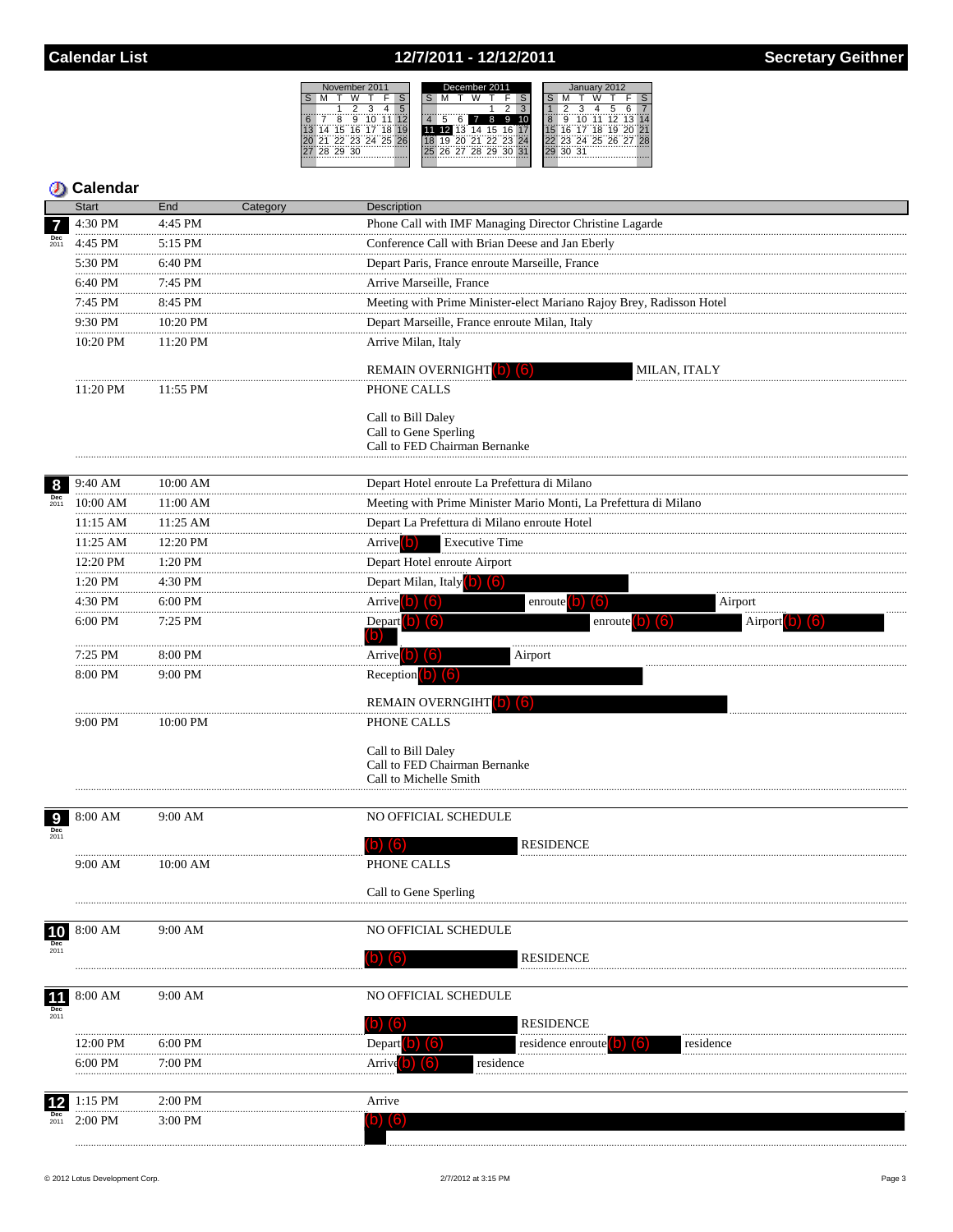# Calendar List — 12/7/2011 - 12/12/2011 — Secretary Geithner

| November 2011 | | | | | | |
|---|---|---|---|---|---|---|
| S | M | T | W | T | F | S |
| | | 1 | 2 | 3 | 4 | 5 |
| 6 | 7 | 8 | 9 | 10 | 11 | 12 |
| 13 | 14 | 15 | 16 | 17 | 18 | 19 |
| 20 | 21 | 22 | 23 | 24 | 25 | 26 |
| 27 | 28 | 29 | 30 | | | |

| December 2011 | | | | | | |
|---|---|---|---|---|---|---|
| S | M | T | W | T | F | S |
| | | | | 1 | 2 | 3 |
| 4 | 5 | 6 | 7 | 8 | 9 | 10 |
| 11 | 12 | 13 | 14 | 15 | 16 | 17 |
| 18 | 19 | 20 | 21 | 22 | 23 | 24 |
| 25 | 26 | 27 | 28 | 29 | 30 | 31 |

| January 2012 | | | | | | |
|---|---|---|---|---|---|---|
| S | M | T | W | T | F | S |
| 1 | 2 | 3 | 4 | 5 | 6 | 7 |
| 8 | 9 | 10 | 11 | 12 | 13 | 14 |
| 15 | 16 | 17 | 18 | 19 | 20 | 21 |
| 22 | 23 | 24 | 25 | 26 | 27 | 28 |
| 29 | 30 | 31 | | | | |

## Calendar

| Date | Start | End | Category | Description |
|---|---|---|---|---|
| 7 Dec 2011 | 4:30 PM | 4:45 PM | | Phone Call with IMF Managing Director Christine Lagarde |
| | 4:45 PM | 5:15 PM | | Conference Call with Brian Deese and Jan Eberly |
| | 5:30 PM | 6:40 PM | | Depart Paris, France enroute Marseille, France |
| | 6:40 PM | 7:45 PM | | Arrive Marseille, France |
| | 7:45 PM | 8:45 PM | | Meeting with Prime Minister-elect Mariano Rajoy Brey, Radisson Hotel |
| | 9:30 PM | 10:20 PM | | Depart Marseille, France enroute Milan, Italy |
| | 10:20 PM | 11:20 PM | | Arrive Milan, Italy<br><br>REMAIN OVERNIGHT (b) (6) MILAN, ITALY |
| | 11:20 PM | 11:55 PM | | PHONE CALLS<br><br>Call to Bill Daley<br>Call to Gene Sperling<br>Call to FED Chairman Bernanke |
| 8 Dec 2011 | 9:40 AM | 10:00 AM | | Depart Hotel enroute La Prefettura di Milano |
| | 10:00 AM | 11:00 AM | | Meeting with Prime Minister Mario Monti, La Prefettura di Milano |
| | 11:15 AM | 11:25 AM | | Depart La Prefettura di Milano enroute Hotel |
| | 11:25 AM | 12:20 PM | | Arrive (b) Executive Time |
| | 12:20 PM | 1:20 PM | | Depart Hotel enroute Airport |
| | 1:20 PM | 4:30 PM | | Depart Milan, Italy (b) (6) |
| | 4:30 PM | 6:00 PM | | Arrive (b) (6) enroute (b) (6) Airport |
| | 6:00 PM | 7:25 PM | | Depart (b) (6) enroute (b) (6) Airport (b) (6) (b) |
| | 7:25 PM | 8:00 PM | | Arrive (b) (6) Airport |
| | 8:00 PM | 9:00 PM | | Reception (b) (6)<br><br>REMAIN OVERNGIHT (b) (6) |
| | 9:00 PM | 10:00 PM | | PHONE CALLS<br><br>Call to Bill Daley<br>Call to FED Chairman Bernanke<br>Call to Michelle Smith |
| 9 Dec 2011 | 8:00 AM | 9:00 AM | | NO OFFICIAL SCHEDULE<br><br>(b) (6) RESIDENCE |
| | 9:00 AM | 10:00 AM | | PHONE CALLS<br><br>Call to Gene Sperling |
| 10 Dec 2011 | 8:00 AM | 9:00 AM | | NO OFFICIAL SCHEDULE<br><br>(b) (6) RESIDENCE |
| 11 Dec 2011 | 8:00 AM | 9:00 AM | | NO OFFICIAL SCHEDULE<br><br>(b) (6) RESIDENCE |
| | 12:00 PM | 6:00 PM | | Depart (b) (6) residence enroute (b) (6) residence |
| | 6:00 PM | 7:00 PM | | Arrive (b) (6) residence |
| 12 Dec 2011 | 1:15 PM | 2:00 PM | | Arrive |
| | 2:00 PM | 3:00 PM | | (b) (6) |

© 2012 Lotus Development Corp. 2/7/2012 at 3:15 PM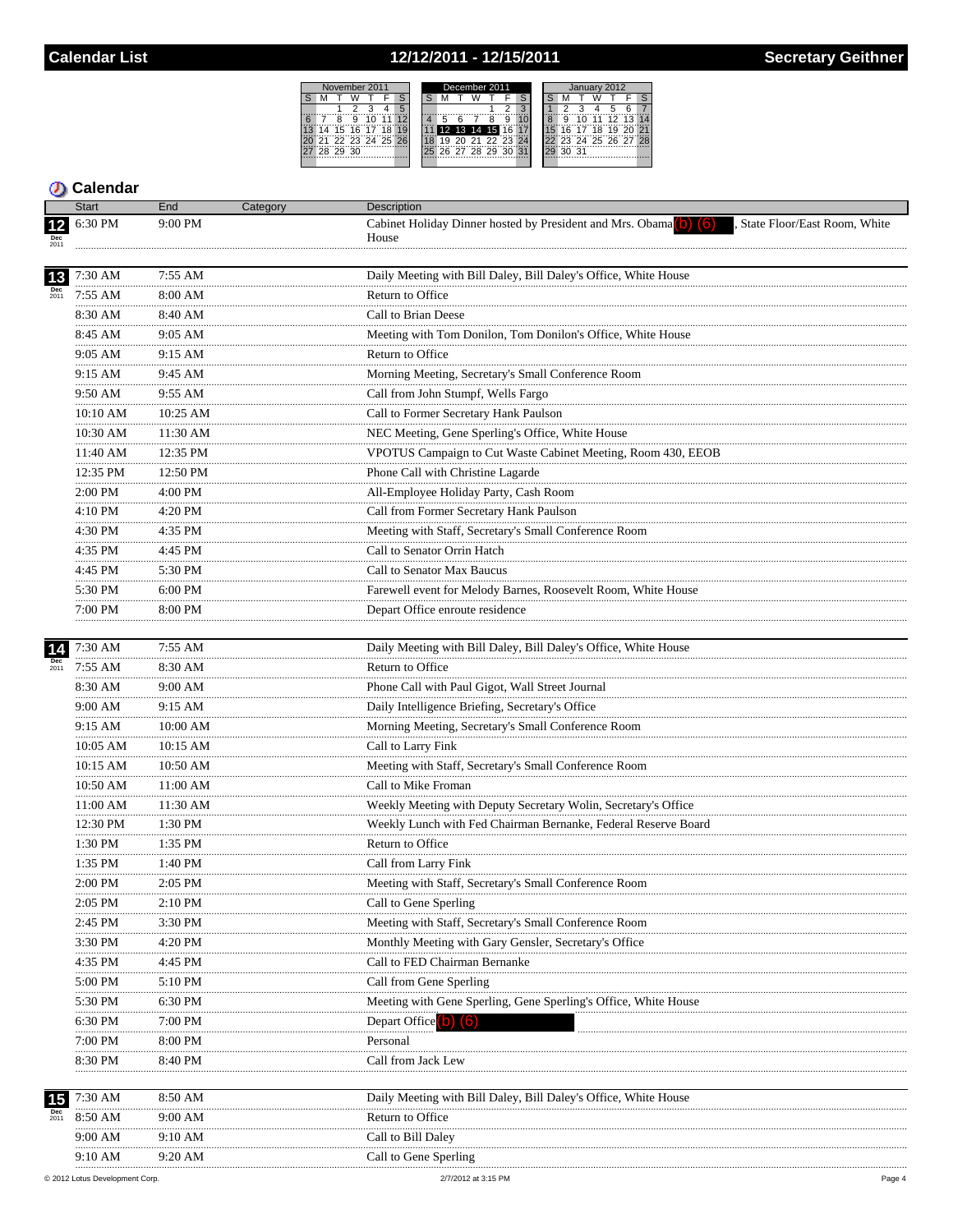# Calendar List — 12/12/2011 - 12/15/2011 — Secretary Geithner

## Calendar

| Date | Start | End | Category | Description |
|---|---|---|---|---|
| 12 Dec 2011 | 6:30 PM | 9:00 PM | | Cabinet Holiday Dinner hosted by President and Mrs. Obama (b) (6), State Floor/East Room, White House |
| 13 Dec 2011 | 7:30 AM | 7:55 AM | | Daily Meeting with Bill Daley, Bill Daley's Office, White House |
| | 7:55 AM | 8:00 AM | | Return to Office |
| | 8:30 AM | 8:40 AM | | Call to Brian Deese |
| | 8:45 AM | 9:05 AM | | Meeting with Tom Donilon, Tom Donilon's Office, White House |
| | 9:05 AM | 9:15 AM | | Return to Office |
| | 9:15 AM | 9:45 AM | | Morning Meeting, Secretary's Small Conference Room |
| | 9:50 AM | 9:55 AM | | Call from John Stumpf, Wells Fargo |
| | 10:10 AM | 10:25 AM | | Call to Former Secretary Hank Paulson |
| | 10:30 AM | 11:30 AM | | NEC Meeting, Gene Sperling's Office, White House |
| | 11:40 AM | 12:35 PM | | VPOTUS Campaign to Cut Waste Cabinet Meeting, Room 430, EEOB |
| | 12:35 PM | 12:50 PM | | Phone Call with Christine Lagarde |
| | 2:00 PM | 4:00 PM | | All-Employee Holiday Party, Cash Room |
| | 4:10 PM | 4:20 PM | | Call from Former Secretary Hank Paulson |
| | 4:30 PM | 4:35 PM | | Meeting with Staff, Secretary's Small Conference Room |
| | 4:35 PM | 4:45 PM | | Call to Senator Orrin Hatch |
| | 4:45 PM | 5:30 PM | | Call to Senator Max Baucus |
| | 5:30 PM | 6:00 PM | | Farewell event for Melody Barnes, Roosevelt Room, White House |
| | 7:00 PM | 8:00 PM | | Depart Office enroute residence |
| 14 Dec 2011 | 7:30 AM | 7:55 AM | | Daily Meeting with Bill Daley, Bill Daley's Office, White House |
| | 7:55 AM | 8:30 AM | | Return to Office |
| | 8:30 AM | 9:00 AM | | Phone Call with Paul Gigot, Wall Street Journal |
| | 9:00 AM | 9:15 AM | | Daily Intelligence Briefing, Secretary's Office |
| | 9:15 AM | 10:00 AM | | Morning Meeting, Secretary's Small Conference Room |
| | 10:05 AM | 10:15 AM | | Call to Larry Fink |
| | 10:15 AM | 10:50 AM | | Meeting with Staff, Secretary's Small Conference Room |
| | 10:50 AM | 11:00 AM | | Call to Mike Froman |
| | 11:00 AM | 11:30 AM | | Weekly Meeting with Deputy Secretary Wolin, Secretary's Office |
| | 12:30 PM | 1:30 PM | | Weekly Lunch with Fed Chairman Bernanke, Federal Reserve Board |
| | 1:30 PM | 1:35 PM | | Return to Office |
| | 1:35 PM | 1:40 PM | | Call from Larry Fink |
| | 2:00 PM | 2:05 PM | | Meeting with Staff, Secretary's Small Conference Room |
| | 2:05 PM | 2:10 PM | | Call to Gene Sperling |
| | 2:45 PM | 3:30 PM | | Meeting with Staff, Secretary's Small Conference Room |
| | 3:30 PM | 4:20 PM | | Monthly Meeting with Gary Gensler, Secretary's Office |
| | 4:35 PM | 4:45 PM | | Call to FED Chairman Bernanke |
| | 5:00 PM | 5:10 PM | | Call from Gene Sperling |
| | 5:30 PM | 6:30 PM | | Meeting with Gene Sperling, Gene Sperling's Office, White House |
| | 6:30 PM | 7:00 PM | | Depart Office (b) (6) |
| | 7:00 PM | 8:00 PM | | Personal |
| | 8:30 PM | 8:40 PM | | Call from Jack Lew |
| 15 Dec 2011 | 7:30 AM | 8:50 AM | | Daily Meeting with Bill Daley, Bill Daley's Office, White House |
| | 8:50 AM | 9:00 AM | | Return to Office |
| | 9:00 AM | 9:10 AM | | Call to Bill Daley |
| | 9:10 AM | 9:20 AM | | Call to Gene Sperling |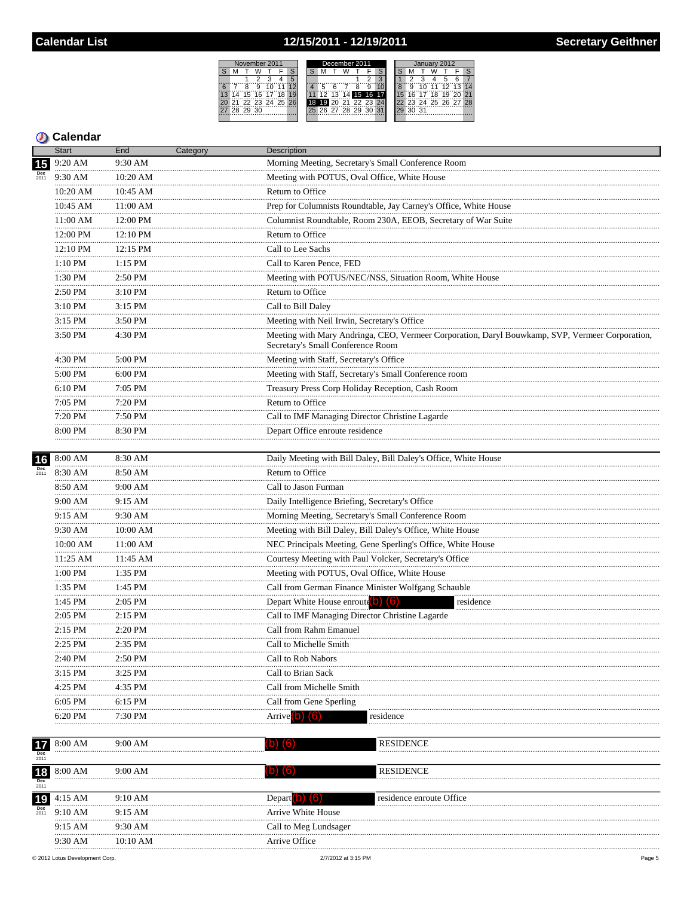# Calendar List — 12/15/2011 - 12/19/2011 — Secretary Geithner

## Calendar

| Date | Start | End | Category | Description |
|---|---|---|---|---|
| 15 Dec 2011 | 9:20 AM | 9:30 AM | | Morning Meeting, Secretary's Small Conference Room |
| | 9:30 AM | 10:20 AM | | Meeting with POTUS, Oval Office, White House |
| | 10:20 AM | 10:45 AM | | Return to Office |
| | 10:45 AM | 11:00 AM | | Prep for Columnists Roundtable, Jay Carney's Office, White House |
| | 11:00 AM | 12:00 PM | | Columnist Roundtable, Room 230A, EEOB, Secretary of War Suite |
| | 12:00 PM | 12:10 PM | | Return to Office |
| | 12:10 PM | 12:15 PM | | Call to Lee Sachs |
| | 1:10 PM | 1:15 PM | | Call to Karen Pence, FED |
| | 1:30 PM | 2:50 PM | | Meeting with POTUS/NEC/NSS, Situation Room, White House |
| | 2:50 PM | 3:10 PM | | Return to Office |
| | 3:10 PM | 3:15 PM | | Call to Bill Daley |
| | 3:15 PM | 3:50 PM | | Meeting with Neil Irwin, Secretary's Office |
| | 3:50 PM | 4:30 PM | | Meeting with Mary Andringa, CEO, Vermeer Corporation, Daryl Bouwkamp, SVP, Vermeer Corporation, Secretary's Small Conference Room |
| | 4:30 PM | 5:00 PM | | Meeting with Staff, Secretary's Office |
| | 5:00 PM | 6:00 PM | | Meeting with Staff, Secretary's Small Conference room |
| | 6:10 PM | 7:05 PM | | Treasury Press Corp Holiday Reception, Cash Room |
| | 7:05 PM | 7:20 PM | | Return to Office |
| | 7:20 PM | 7:50 PM | | Call to IMF Managing Director Christine Lagarde |
| | 8:00 PM | 8:30 PM | | Depart Office enroute residence |
| 16 Dec 2011 | 8:00 AM | 8:30 AM | | Daily Meeting with Bill Daley, Bill Daley's Office, White House |
| | 8:30 AM | 8:50 AM | | Return to Office |
| | 8:50 AM | 9:00 AM | | Call to Jason Furman |
| | 9:00 AM | 9:15 AM | | Daily Intelligence Briefing, Secretary's Office |
| | 9:15 AM | 9:30 AM | | Morning Meeting, Secretary's Small Conference Room |
| | 9:30 AM | 10:00 AM | | Meeting with Bill Daley, Bill Daley's Office, White House |
| | 10:00 AM | 11:00 AM | | NEC Principals Meeting, Gene Sperling's Office, White House |
| | 11:25 AM | 11:45 AM | | Courtesy Meeting with Paul Volcker, Secretary's Office |
| | 1:00 PM | 1:35 PM | | Meeting with POTUS, Oval Office, White House |
| | 1:35 PM | 1:45 PM | | Call from German Finance Minister Wolfgang Schauble |
| | 1:45 PM | 2:05 PM | | Depart White House enroute (b) (6) residence |
| | 2:05 PM | 2:15 PM | | Call to IMF Managing Director Christine Lagarde |
| | 2:15 PM | 2:20 PM | | Call from Rahm Emanuel |
| | 2:25 PM | 2:35 PM | | Call to Michelle Smith |
| | 2:40 PM | 2:50 PM | | Call to Rob Nabors |
| | 3:15 PM | 3:25 PM | | Call to Brian Sack |
| | 4:25 PM | 4:35 PM | | Call from Michelle Smith |
| | 6:05 PM | 6:15 PM | | Call from Gene Sperling |
| | 6:20 PM | 7:30 PM | | Arrive (b) (6) residence |
| 17 Dec 2011 | 8:00 AM | 9:00 AM | | (b) (6) RESIDENCE |
| 18 Dec 2011 | 8:00 AM | 9:00 AM | | (b) (6) RESIDENCE |
| 19 Dec 2011 | 4:15 AM | 9:10 AM | | Depart (b) (6) residence enroute Office |
| | 9:10 AM | 9:15 AM | | Arrive White House |
| | 9:15 AM | 9:30 AM | | Call to Meg Lundsager |
| | 9:30 AM | 10:10 AM | | Arrive Office |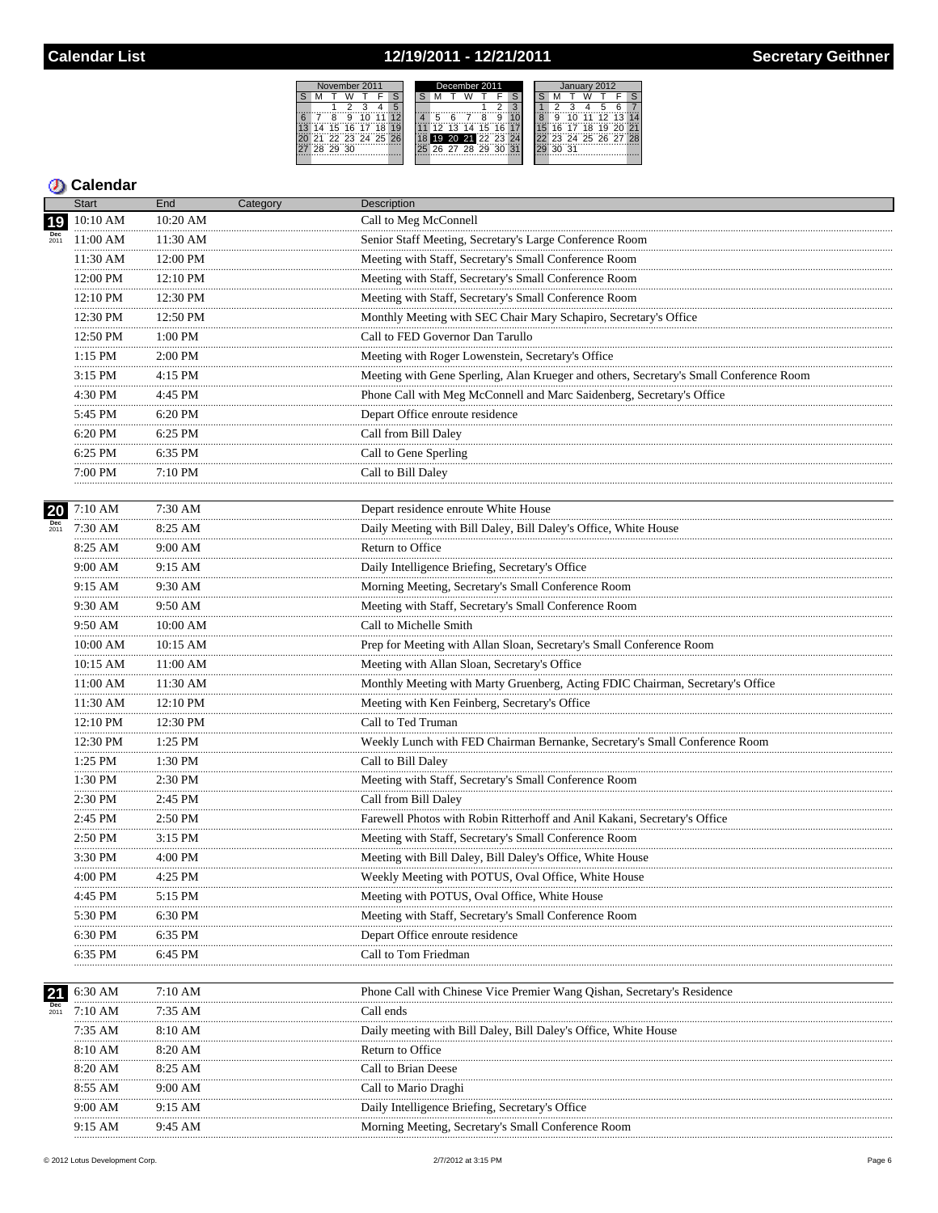# Calendar List — 12/19/2011 - 12/21/2011 — Secretary Geithner

## Calendar

| Date | Start | End | Category | Description |
|---|---|---|---|---|
| 19 Dec 2011 | 10:10 AM | 10:20 AM | | Call to Meg McConnell |
| | 11:00 AM | 11:30 AM | | Senior Staff Meeting, Secretary's Large Conference Room |
| | 11:30 AM | 12:00 PM | | Meeting with Staff, Secretary's Small Conference Room |
| | 12:00 PM | 12:10 PM | | Meeting with Staff, Secretary's Small Conference Room |
| | 12:10 PM | 12:30 PM | | Meeting with Staff, Secretary's Small Conference Room |
| | 12:30 PM | 12:50 PM | | Monthly Meeting with SEC Chair Mary Schapiro, Secretary's Office |
| | 12:50 PM | 1:00 PM | | Call to FED Governor Dan Tarullo |
| | 1:15 PM | 2:00 PM | | Meeting with Roger Lowenstein, Secretary's Office |
| | 3:15 PM | 4:15 PM | | Meeting with Gene Sperling, Alan Krueger and others, Secretary's Small Conference Room |
| | 4:30 PM | 4:45 PM | | Phone Call with Meg McConnell and Marc Saidenberg, Secretary's Office |
| | 5:45 PM | 6:20 PM | | Depart Office enroute residence |
| | 6:20 PM | 6:25 PM | | Call from Bill Daley |
| | 6:25 PM | 6:35 PM | | Call to Gene Sperling |
| | 7:00 PM | 7:10 PM | | Call to Bill Daley |
| 20 Dec 2011 | 7:10 AM | 7:30 AM | | Depart residence enroute White House |
| | 7:30 AM | 8:25 AM | | Daily Meeting with Bill Daley, Bill Daley's Office, White House |
| | 8:25 AM | 9:00 AM | | Return to Office |
| | 9:00 AM | 9:15 AM | | Daily Intelligence Briefing, Secretary's Office |
| | 9:15 AM | 9:30 AM | | Morning Meeting, Secretary's Small Conference Room |
| | 9:30 AM | 9:50 AM | | Meeting with Staff, Secretary's Small Conference Room |
| | 9:50 AM | 10:00 AM | | Call to Michelle Smith |
| | 10:00 AM | 10:15 AM | | Prep for Meeting with Allan Sloan, Secretary's Small Conference Room |
| | 10:15 AM | 11:00 AM | | Meeting with Allan Sloan, Secretary's Office |
| | 11:00 AM | 11:30 AM | | Monthly Meeting with Marty Gruenberg, Acting FDIC Chairman, Secretary's Office |
| | 11:30 AM | 12:10 PM | | Meeting with Ken Feinberg, Secretary's Office |
| | 12:10 PM | 12:30 PM | | Call to Ted Truman |
| | 12:30 PM | 1:25 PM | | Weekly Lunch with FED Chairman Bernanke, Secretary's Small Conference Room |
| | 1:25 PM | 1:30 PM | | Call to Bill Daley |
| | 1:30 PM | 2:30 PM | | Meeting with Staff, Secretary's Small Conference Room |
| | 2:30 PM | 2:45 PM | | Call from Bill Daley |
| | 2:45 PM | 2:50 PM | | Farewell Photos with Robin Ritterhoff and Anil Kakani, Secretary's Office |
| | 2:50 PM | 3:15 PM | | Meeting with Staff, Secretary's Small Conference Room |
| | 3:30 PM | 4:00 PM | | Meeting with Bill Daley, Bill Daley's Office, White House |
| | 4:00 PM | 4:25 PM | | Weekly Meeting with POTUS, Oval Office, White House |
| | 4:45 PM | 5:15 PM | | Meeting with POTUS, Oval Office, White House |
| | 5:30 PM | 6:30 PM | | Meeting with Staff, Secretary's Small Conference Room |
| | 6:30 PM | 6:35 PM | | Depart Office enroute residence |
| | 6:35 PM | 6:45 PM | | Call to Tom Friedman |
| 21 Dec 2011 | 6:30 AM | 7:10 AM | | Phone Call with Chinese Vice Premier Wang Qishan, Secretary's Residence |
| | 7:10 AM | 7:35 AM | | Call ends |
| | 7:35 AM | 8:10 AM | | Daily meeting with Bill Daley, Bill Daley's Office, White House |
| | 8:10 AM | 8:20 AM | | Return to Office |
| | 8:20 AM | 8:25 AM | | Call to Brian Deese |
| | 8:55 AM | 9:00 AM | | Call to Mario Draghi |
| | 9:00 AM | 9:15 AM | | Daily Intelligence Briefing, Secretary's Office |
| | 9:15 AM | 9:45 AM | | Morning Meeting, Secretary's Small Conference Room |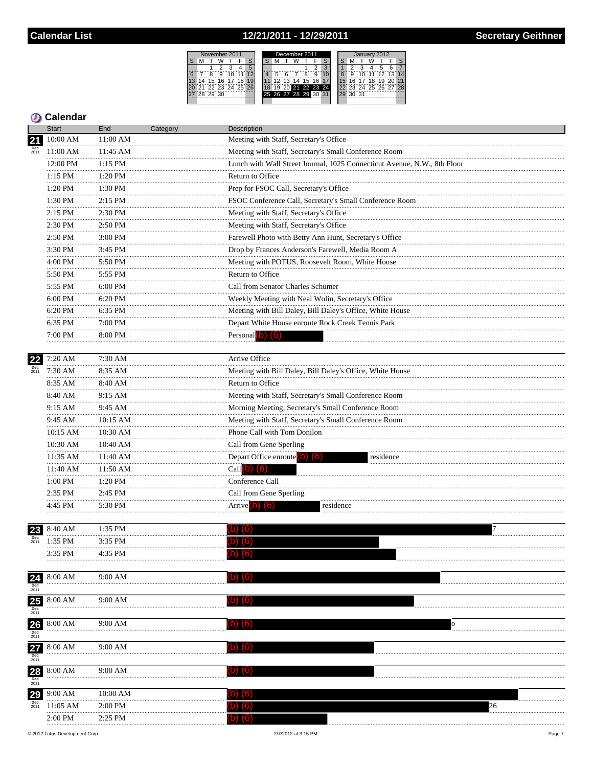# Calendar List — 12/21/2011 - 12/29/2011 — Secretary Geithner

## Calendar

| Date | Start | End | Category | Description |
|---|---|---|---|---|
| 21 Dec 2011 | 10:00 AM | 11:00 AM | | Meeting with Staff, Secretary's Office |
| | 11:00 AM | 11:45 AM | | Meeting with Staff, Secretary's Small Conference Room |
| | 12:00 PM | 1:15 PM | | Lunch with Wall Street Journal, 1025 Connecticut Avenue, N.W., 8th Floor |
| | 1:15 PM | 1:20 PM | | Return to Office |
| | 1:20 PM | 1:30 PM | | Prep for FSOC Call, Secretary's Office |
| | 1:30 PM | 2:15 PM | | FSOC Conference Call, Secretary's Small Conference Room |
| | 2:15 PM | 2:30 PM | | Meeting with Staff, Secretary's Office |
| | 2:30 PM | 2:50 PM | | Meeting with Staff, Secretary's Office |
| | 2:50 PM | 3:00 PM | | Farewell Photo with Betty Ann Hunt, Secretary's Office |
| | 3:30 PM | 3:45 PM | | Drop by Frances Anderson's Farewell, Media Room A |
| | 4:00 PM | 5:50 PM | | Meeting with POTUS, Roosevelt Room, White House |
| | 5:50 PM | 5:55 PM | | Return to Office |
| | 5:55 PM | 6:00 PM | | Call from Senator Charles Schumer |
| | 6:00 PM | 6:20 PM | | Weekly Meeting with Neal Wolin, Secretary's Office |
| | 6:20 PM | 6:35 PM | | Meeting with Bill Daley, Bill Daley's Office, White House |
| | 6:35 PM | 7:00 PM | | Depart White House enroute Rock Creek Tennis Park |
| | 7:00 PM | 8:00 PM | | Personal (b) (6) |
| 22 Dec 2011 | 7:20 AM | 7:30 AM | | Arrive Office |
| | 7:30 AM | 8:35 AM | | Meeting with Bill Daley, Bill Daley's Office, White House |
| | 8:35 AM | 8:40 AM | | Return to Office |
| | 8:40 AM | 9:15 AM | | Meeting with Staff, Secretary's Small Conference Room |
| | 9:15 AM | 9:45 AM | | Morning Meeting, Secretary's Small Conference Room |
| | 9:45 AM | 10:15 AM | | Meeting with Staff, Secretary's Small Conference Room |
| | 10:15 AM | 10:30 AM | | Phone Call with Tom Donilon |
| | 10:30 AM | 10:40 AM | | Call from Gene Sperling |
| | 11:35 AM | 11:40 AM | | Depart Office enroute (b) (6) residence |
| | 11:40 AM | 11:50 AM | | Call (b) (6) |
| | 1:00 PM | 1:20 PM | | Conference Call |
| | 2:35 PM | 2:45 PM | | Call from Gene Sperling |
| | 4:45 PM | 5:30 PM | | Arrive (b) (6) residence |
| 23 Dec 2011 | 8:40 AM | 1:35 PM | | (b) (6) 7 |
| | 1:35 PM | 3:35 PM | | (b) (6) |
| | 3:35 PM | 4:35 PM | | (b) (6) |
| 24 Dec 2011 | 8:00 AM | 9:00 AM | | (b) (6) |
| 25 Dec 2011 | 8:00 AM | 9:00 AM | | (b) (6) |
| 26 Dec 2011 | 8:00 AM | 9:00 AM | | (b) (6) o |
| 27 Dec 2011 | 8:00 AM | 9:00 AM | | (b) (6) |
| 28 Dec 2011 | 8:00 AM | 9:00 AM | | (b) (6) |
| 29 Dec 2011 | 9:00 AM | 10:00 AM | | (b) (6) |
| | 11:05 AM | 2:00 PM | | (b) (6) 26 |
| | 2:00 PM | 2:25 PM | | (b) (6) |

© 2012 Lotus Development Corp. 2/7/2012 at 3:15 PM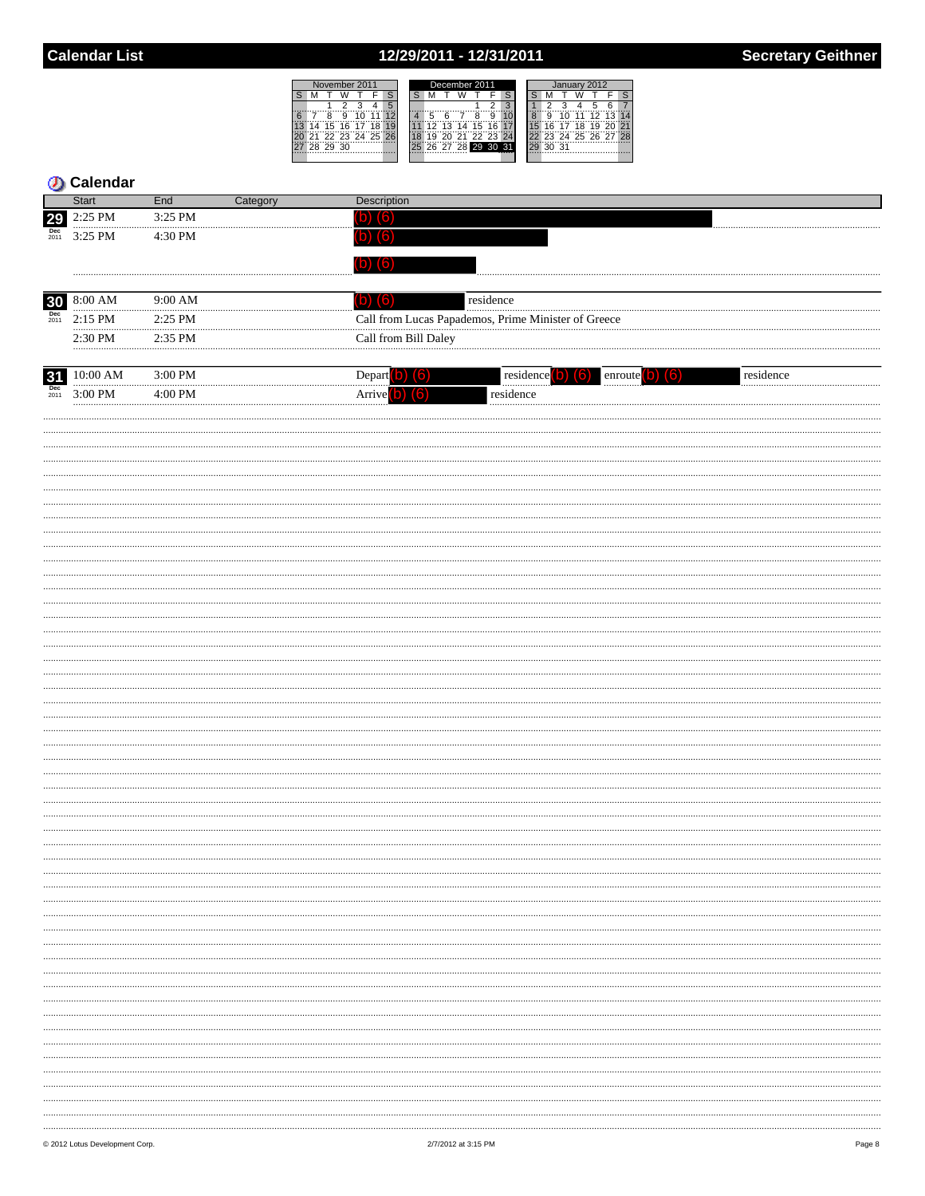## Calendar List — 12/29/2011 - 12/31/2011 — Secretary Geithner

### Calendar

| Date | Start | End | Category | Description |
|---|---|---|---|---|
| 29 Dec 2011 | 2:25 PM | 3:25 PM | | (b) (6) |
| | 3:25 PM | 4:30 PM | | (b) (6) |
| | | | | (b) (6) |
| 30 Dec 2011 | 8:00 AM | 9:00 AM | | (b) (6) residence |
| | 2:15 PM | 2:25 PM | | Call from Lucas Papademos, Prime Minister of Greece |
| | 2:30 PM | 2:35 PM | | Call from Bill Daley |
| 31 Dec 2011 | 10:00 AM | 3:00 PM | | Depart (b) (6) residence (b) (6) enroute (b) (6) residence |
| | 3:00 PM | 4:00 PM | | Arrive (b) (6) residence |

© 2012 Lotus Development Corp.

2/7/2012 at 3:15 PM